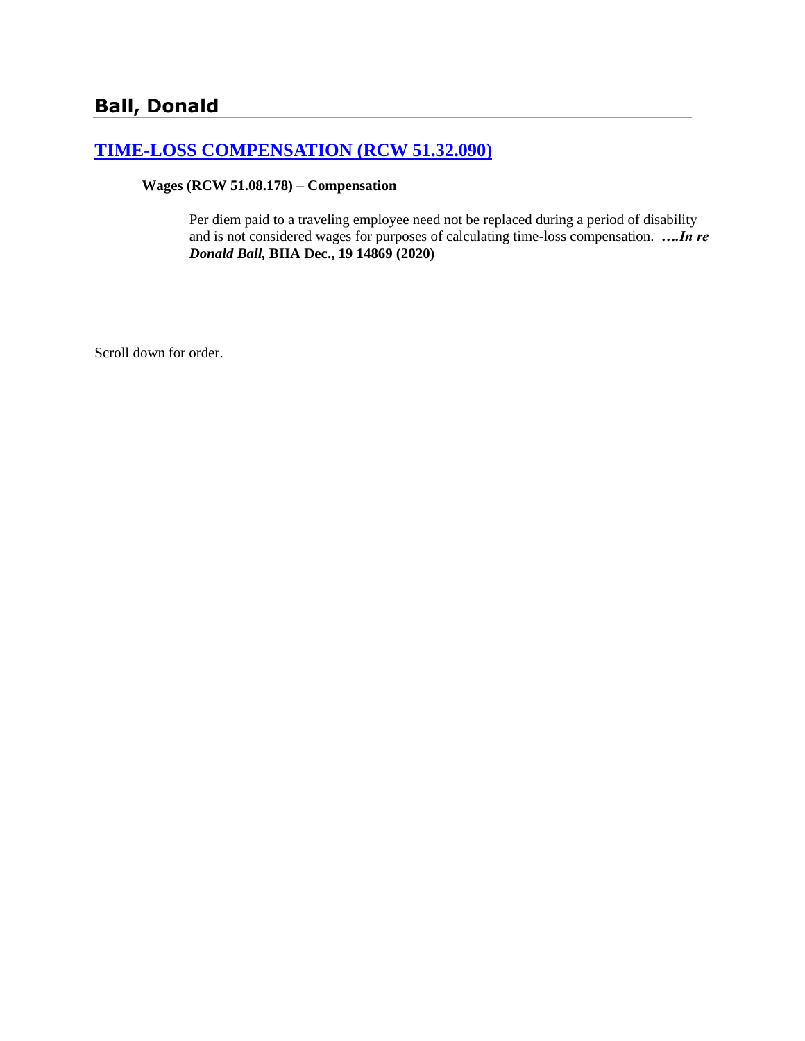## Ball, Donald

### [TIME-LOSS COMPENSATION (RCW 51.32.090)]

**Wages (RCW 51.08.178) – Compensation**

Per diem paid to a traveling employee need not be replaced during a period of disability and is not considered wages for purposes of calculating time-loss compensation. ***….In re Donald Ball,* BIIA Dec., 19 14869 (2020)**

Scroll down for order.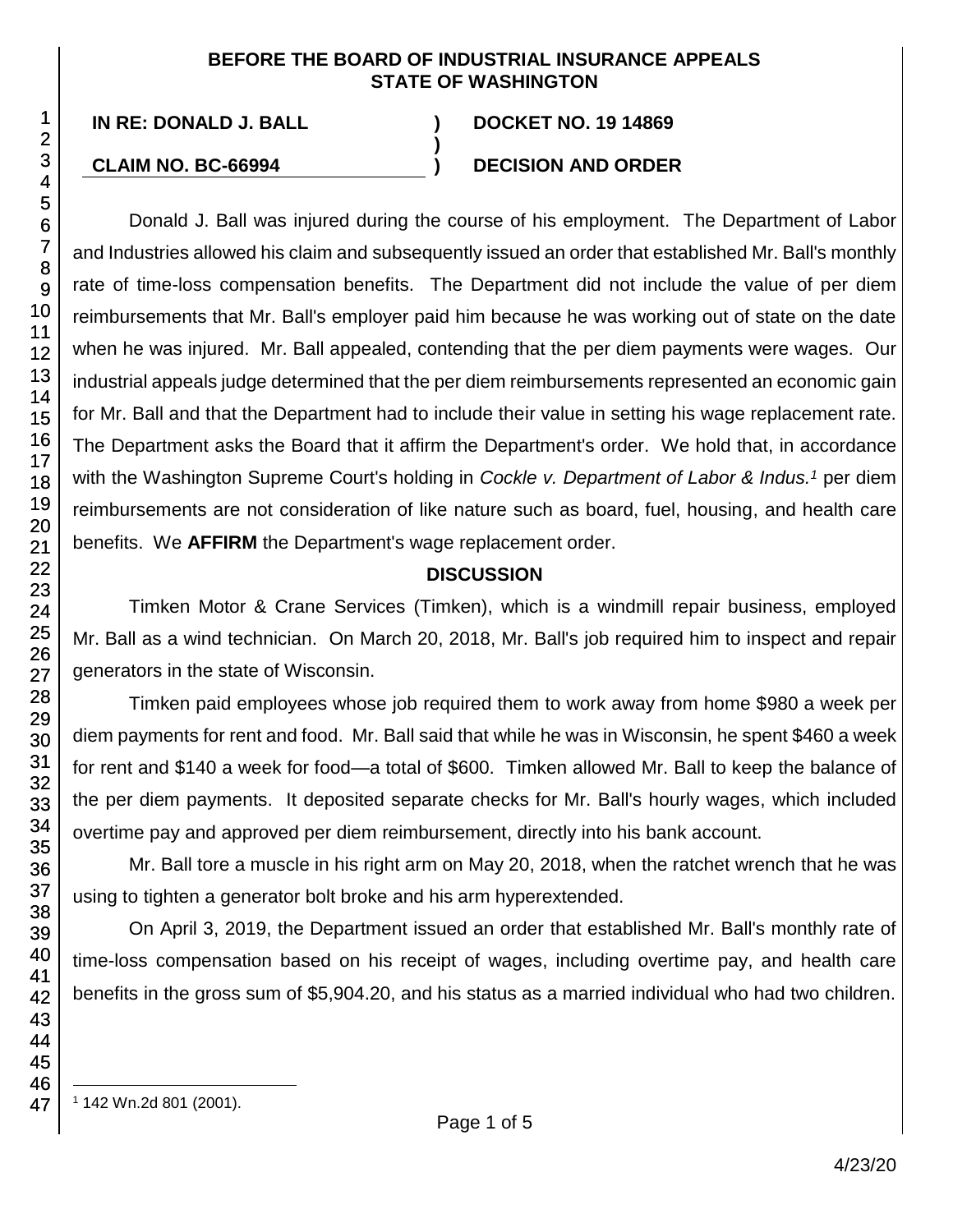**BEFORE THE BOARD OF INDUSTRIAL INSURANCE APPEALS**
**STATE OF WASHINGTON**

| | | |
|---|---|---|
| **IN RE: DONALD J. BALL** | **)** | **DOCKET NO. 19 14869** |
| | **)** | |
| **CLAIM NO. BC-66994** | **)** | **DECISION AND ORDER** |

Donald J. Ball was injured during the course of his employment. The Department of Labor and Industries allowed his claim and subsequently issued an order that established Mr. Ball's monthly rate of time-loss compensation benefits. The Department did not include the value of per diem reimbursements that Mr. Ball's employer paid him because he was working out of state on the date when he was injured. Mr. Ball appealed, contending that the per diem payments were wages. Our industrial appeals judge determined that the per diem reimbursements represented an economic gain for Mr. Ball and that the Department had to include their value in setting his wage replacement rate. The Department asks the Board that it affirm the Department's order. We hold that, in accordance with the Washington Supreme Court's holding in *Cockle v. Department of Labor & Indus.*[1] per diem reimbursements are not consideration of like nature such as board, fuel, housing, and health care benefits. We **AFFIRM** the Department's wage replacement order.

## DISCUSSION

Timken Motor & Crane Services (Timken), which is a windmill repair business, employed Mr. Ball as a wind technician. On March 20, 2018, Mr. Ball's job required him to inspect and repair generators in the state of Wisconsin.

Timken paid employees whose job required them to work away from home $980 a week per diem payments for rent and food. Mr. Ball said that while he was in Wisconsin, he spent $460 a week for rent and $140 a week for food—a total of $600. Timken allowed Mr. Ball to keep the balance of the per diem payments. It deposited separate checks for Mr. Ball's hourly wages, which included overtime pay and approved per diem reimbursement, directly into his bank account.

Mr. Ball tore a muscle in his right arm on May 20, 2018, when the ratchet wrench that he was using to tighten a generator bolt broke and his arm hyperextended.

On April 3, 2019, the Department issued an order that established Mr. Ball's monthly rate of time-loss compensation based on his receipt of wages, including overtime pay, and health care benefits in the gross sum of $5,904.20, and his status as a married individual who had two children.

---

[1] 142 Wn.2d 801 (2001).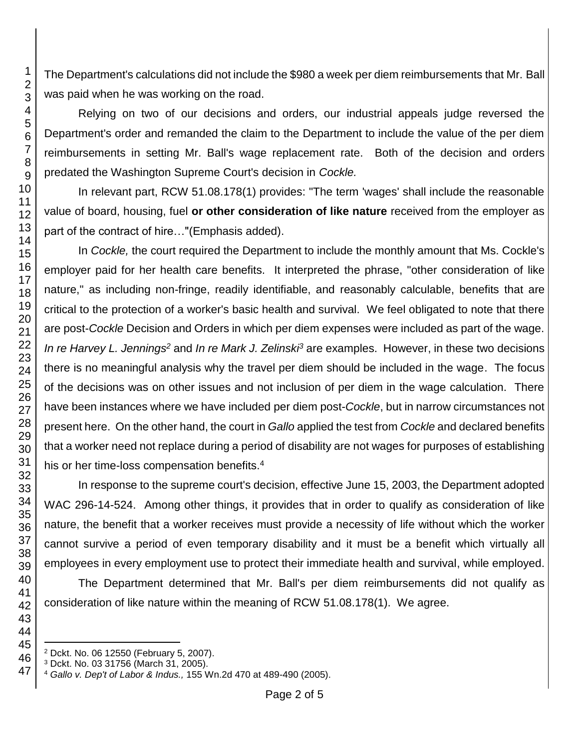The Department's calculations did not include the $980 a week per diem reimbursements that Mr. Ball was paid when he was working on the road.

Relying on two of our decisions and orders, our industrial appeals judge reversed the Department's order and remanded the claim to the Department to include the value of the per diem reimbursements in setting Mr. Ball's wage replacement rate. Both of the decision and orders predated the Washington Supreme Court's decision in *Cockle.*

In relevant part, RCW 51.08.178(1) provides: "The term 'wages' shall include the reasonable value of board, housing, fuel **or other consideration of like nature** received from the employer as part of the contract of hire…"(Emphasis added).

In *Cockle,* the court required the Department to include the monthly amount that Ms. Cockle's employer paid for her health care benefits. It interpreted the phrase, "other consideration of like nature," as including non-fringe, readily identifiable, and reasonably calculable, benefits that are critical to the protection of a worker's basic health and survival. We feel obligated to note that there are post-*Cockle* Decision and Orders in which per diem expenses were included as part of the wage. *In re Harvey L. Jennings*[2] and *In re Mark J. Zelinski*[3] are examples. However, in these two decisions there is no meaningful analysis why the travel per diem should be included in the wage. The focus of the decisions was on other issues and not inclusion of per diem in the wage calculation. There have been instances where we have included per diem post-*Cockle*, but in narrow circumstances not present here. On the other hand, the court in *Gallo* applied the test from *Cockle* and declared benefits that a worker need not replace during a period of disability are not wages for purposes of establishing his or her time-loss compensation benefits.[4]

In response to the supreme court's decision, effective June 15, 2003, the Department adopted WAC 296-14-524. Among other things, it provides that in order to qualify as consideration of like nature, the benefit that a worker receives must provide a necessity of life without which the worker cannot survive a period of even temporary disability and it must be a benefit which virtually all employees in every employment use to protect their immediate health and survival, while employed.

The Department determined that Mr. Ball's per diem reimbursements did not qualify as consideration of like nature within the meaning of RCW 51.08.178(1). We agree.

---

[2] Dckt. No. 06 12550 (February 5, 2007).

[3] Dckt. No. 03 31756 (March 31, 2005).

[4] *Gallo v. Dep't of Labor & Indus.,* 155 Wn.2d 470 at 489-490 (2005).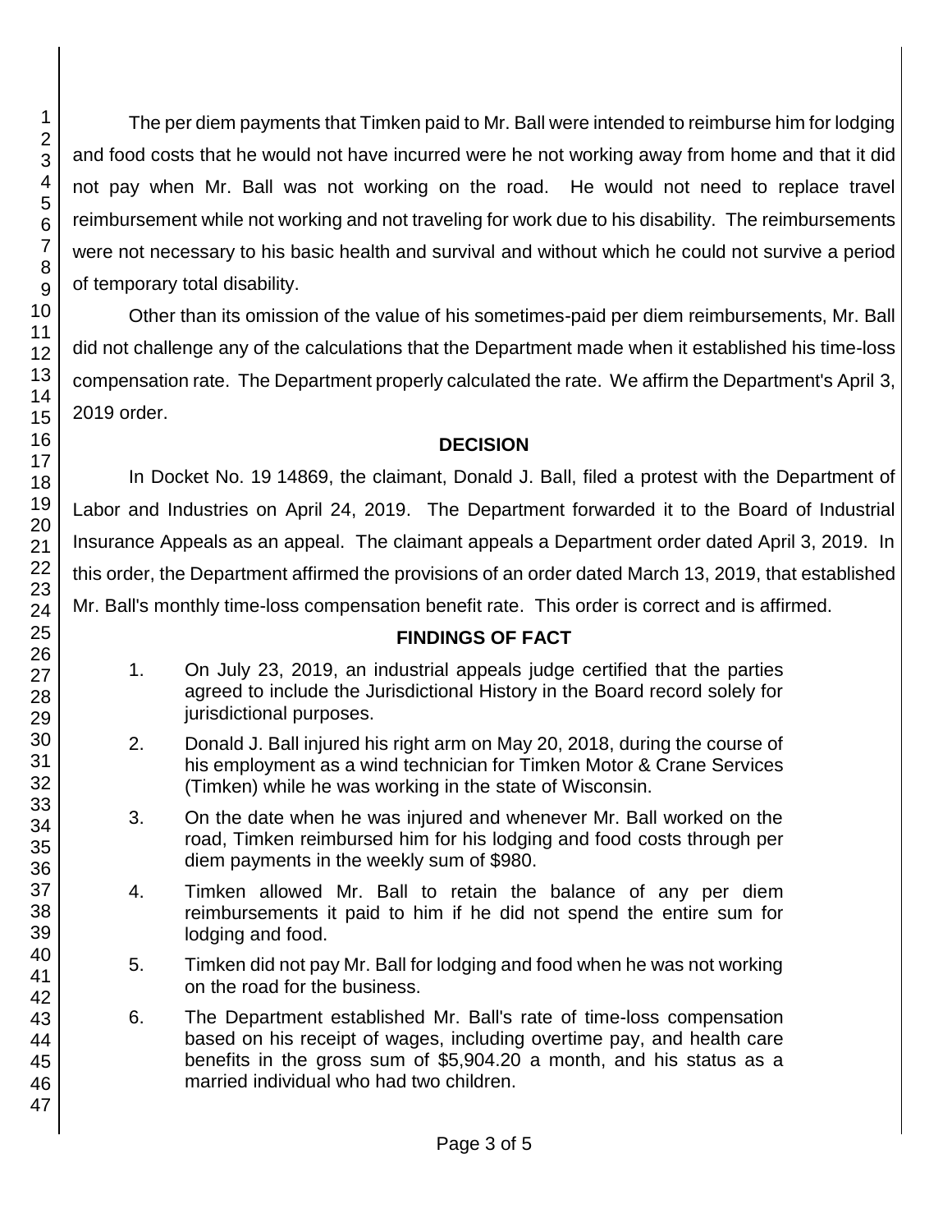The per diem payments that Timken paid to Mr. Ball were intended to reimburse him for lodging and food costs that he would not have incurred were he not working away from home and that it did not pay when Mr. Ball was not working on the road. He would not need to replace travel reimbursement while not working and not traveling for work due to his disability. The reimbursements were not necessary to his basic health and survival and without which he could not survive a period of temporary total disability.

Other than its omission of the value of his sometimes-paid per diem reimbursements, Mr. Ball did not challenge any of the calculations that the Department made when it established his time-loss compensation rate. The Department properly calculated the rate. We affirm the Department's April 3, 2019 order.

## DECISION

In Docket No. 19 14869, the claimant, Donald J. Ball, filed a protest with the Department of Labor and Industries on April 24, 2019. The Department forwarded it to the Board of Industrial Insurance Appeals as an appeal. The claimant appeals a Department order dated April 3, 2019. In this order, the Department affirmed the provisions of an order dated March 13, 2019, that established Mr. Ball's monthly time-loss compensation benefit rate. This order is correct and is affirmed.

## FINDINGS OF FACT

1. On July 23, 2019, an industrial appeals judge certified that the parties agreed to include the Jurisdictional History in the Board record solely for jurisdictional purposes.

2. Donald J. Ball injured his right arm on May 20, 2018, during the course of his employment as a wind technician for Timken Motor & Crane Services (Timken) while he was working in the state of Wisconsin.

3. On the date when he was injured and whenever Mr. Ball worked on the road, Timken reimbursed him for his lodging and food costs through per diem payments in the weekly sum of $980.

4. Timken allowed Mr. Ball to retain the balance of any per diem reimbursements it paid to him if he did not spend the entire sum for lodging and food.

5. Timken did not pay Mr. Ball for lodging and food when he was not working on the road for the business.

6. The Department established Mr. Ball's rate of time-loss compensation based on his receipt of wages, including overtime pay, and health care benefits in the gross sum of $5,904.20 a month, and his status as a married individual who had two children.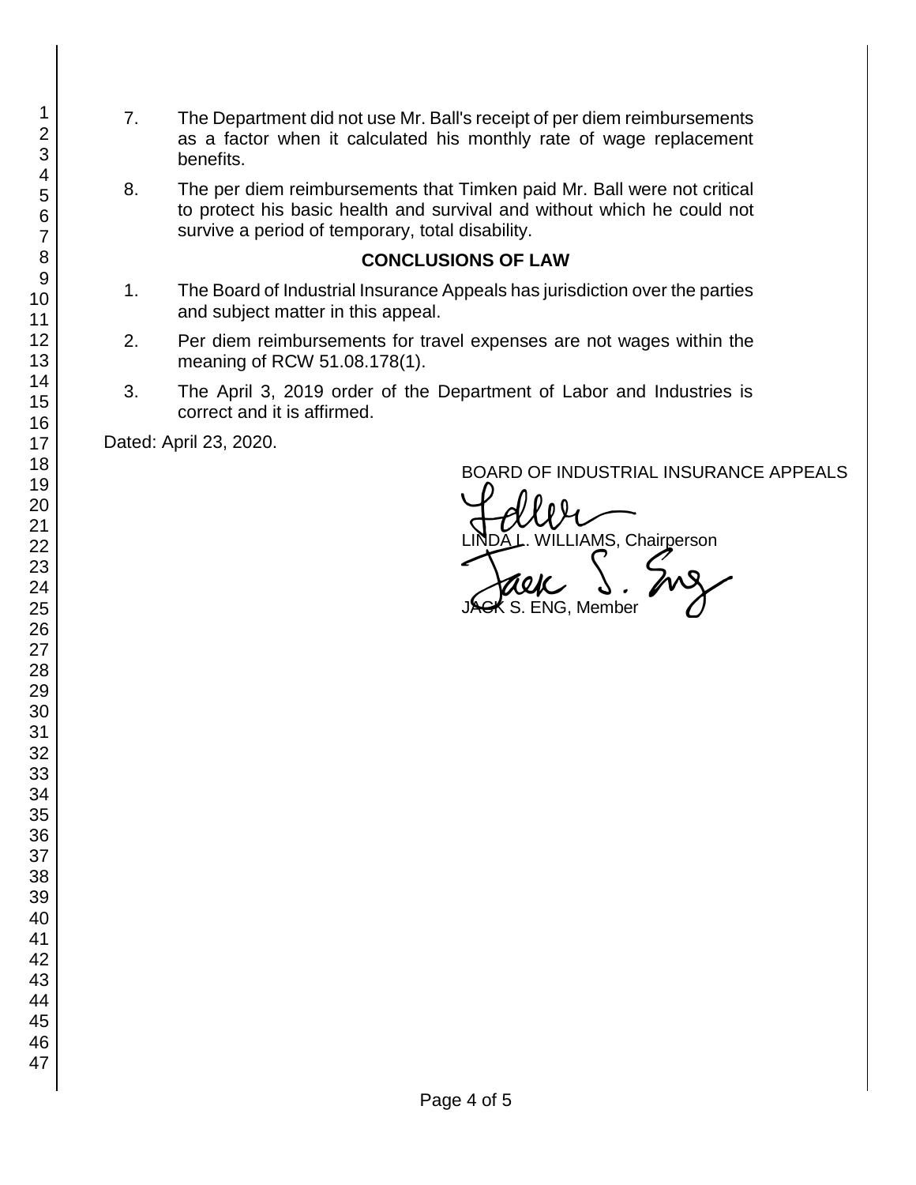7. The Department did not use Mr. Ball's receipt of per diem reimbursements as a factor when it calculated his monthly rate of wage replacement benefits.

8. The per diem reimbursements that Timken paid Mr. Ball were not critical to protect his basic health and survival and without which he could not survive a period of temporary, total disability.

## CONCLUSIONS OF LAW

1. The Board of Industrial Insurance Appeals has jurisdiction over the parties and subject matter in this appeal.

2. Per diem reimbursements for travel expenses are not wages within the meaning of RCW 51.08.178(1).

3. The April 3, 2019 order of the Department of Labor and Industries is correct and it is affirmed.

Dated: April 23, 2020.

BOARD OF INDUSTRIAL INSURANCE APPEALS

LINDA L. WILLIAMS, Chairperson

JACK S. ENG, Member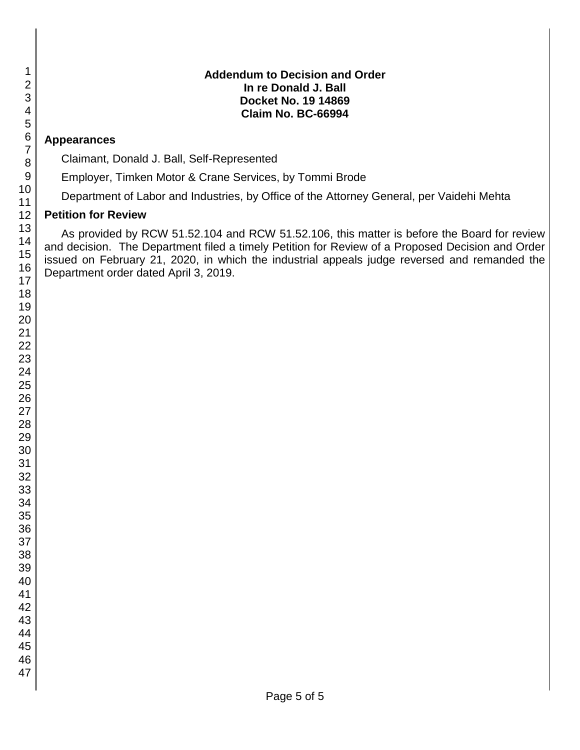**Addendum to Decision and Order**
**In re Donald J. Ball**
**Docket No. 19 14869**
**Claim No. BC-66994**

## Appearances

Claimant, Donald J. Ball, Self-Represented

Employer, Timken Motor & Crane Services, by Tommi Brode

Department of Labor and Industries, by Office of the Attorney General, per Vaidehi Mehta

## Petition for Review

As provided by RCW 51.52.104 and RCW 51.52.106, this matter is before the Board for review and decision. The Department filed a timely Petition for Review of a Proposed Decision and Order issued on February 21, 2020, in which the industrial appeals judge reversed and remanded the Department order dated April 3, 2019.